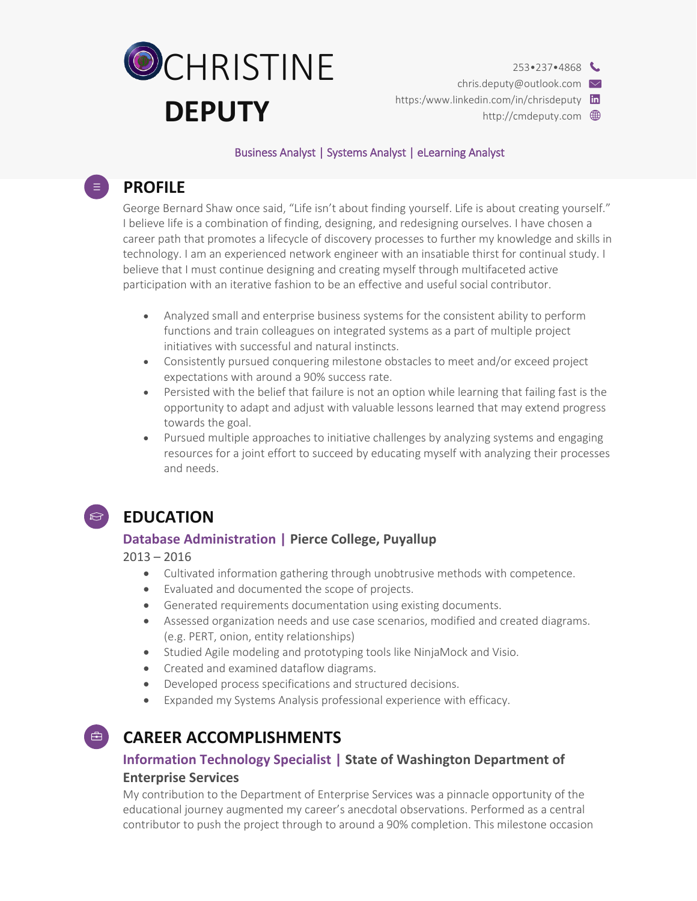# CHRISTINE DEPUTY

253•237•4868
chris.deputy@outlook.com
https:/www.linkedin.com/in/chrisdeputy
http://cmdeputy.com

Business Analyst | Systems Analyst | eLearning Analyst

## PROFILE

George Bernard Shaw once said, “Life isn’t about finding yourself. Life is about creating yourself.” I believe life is a combination of finding, designing, and redesigning ourselves. I have chosen a career path that promotes a lifecycle of discovery processes to further my knowledge and skills in technology. I am an experienced network engineer with an insatiable thirst for continual study. I believe that I must continue designing and creating myself through multifaceted active participation with an iterative fashion to be an effective and useful social contributor.

- Analyzed small and enterprise business systems for the consistent ability to perform functions and train colleagues on integrated systems as a part of multiple project initiatives with successful and natural instincts.
- Consistently pursued conquering milestone obstacles to meet and/or exceed project expectations with around a 90% success rate.
- Persisted with the belief that failure is not an option while learning that failing fast is the opportunity to adapt and adjust with valuable lessons learned that may extend progress towards the goal.
- Pursued multiple approaches to initiative challenges by analyzing systems and engaging resources for a joint effort to succeed by educating myself with analyzing their processes and needs.

## EDUCATION

### Database Administration | Pierce College, Puyallup

2013 – 2016

- Cultivated information gathering through unobtrusive methods with competence.
- Evaluated and documented the scope of projects.
- Generated requirements documentation using existing documents.
- Assessed organization needs and use case scenarios, modified and created diagrams. (e.g. PERT, onion, entity relationships)
- Studied Agile modeling and prototyping tools like NinjaMock and Visio.
- Created and examined dataflow diagrams.
- Developed process specifications and structured decisions.
- Expanded my Systems Analysis professional experience with efficacy.

## CAREER ACCOMPLISHMENTS

### Information Technology Specialist | State of Washington Department of Enterprise Services

My contribution to the Department of Enterprise Services was a pinnacle opportunity of the educational journey augmented my career’s anecdotal observations. Performed as a central contributor to push the project through to around a 90% completion. This milestone occasion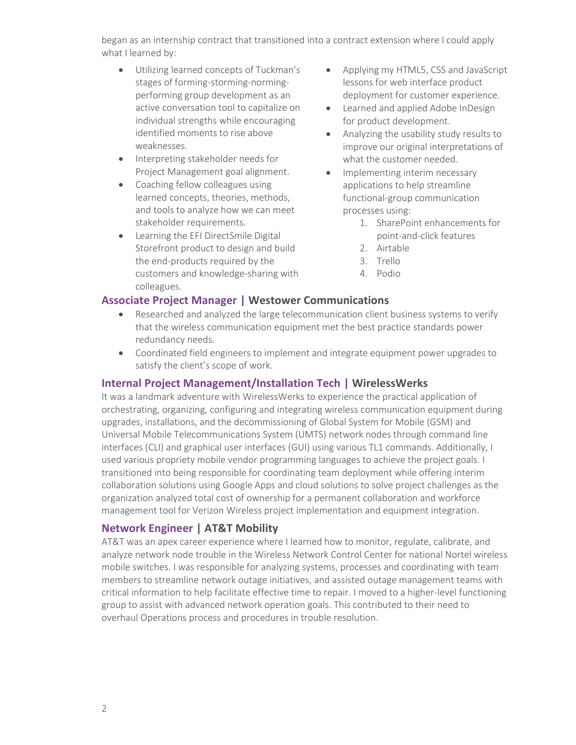began as an internship contract that transitioned into a contract extension where I could apply what I learned by:

- Utilizing learned concepts of Tuckman's stages of forming-storming-norming-performing group development as an active conversation tool to capitalize on individual strengths while encouraging identified moments to rise above weaknesses.
- Interpreting stakeholder needs for Project Management goal alignment.
- Coaching fellow colleagues using learned concepts, theories, methods, and tools to analyze how we can meet stakeholder requirements.
- Learning the EFI DirectSmile Digital Storefront product to design and build the end-products required by the customers and knowledge-sharing with colleagues.
- Applying my HTML5, CSS and JavaScript lessons for web interface product deployment for customer experience.
- Learned and applied Adobe InDesign for product development.
- Analyzing the usability study results to improve our original interpretations of what the customer needed.
- Implementing interim necessary applications to help streamline functional-group communication processes using:
    1. SharePoint enhancements for point-and-click features
    2. Airtable
    3. Trello
    4. Podio

### Associate Project Manager | **Westower Communications**

- Researched and analyzed the large telecommunication client business systems to verify that the wireless communication equipment met the best practice standards power redundancy needs.
- Coordinated field engineers to implement and integrate equipment power upgrades to satisfy the client's scope of work.

### Internal Project Management/Installation Tech | **WirelessWerks**

It was a landmark adventure with WirelessWerks to experience the practical application of orchestrating, organizing, configuring and integrating wireless communication equipment during upgrades, installations, and the decommissioning of Global System for Mobile (GSM) and Universal Mobile Telecommunications System (UMTS) network nodes through command line interfaces (CLI) and graphical user interfaces (GUI) using various TL1 commands. Additionally, I used various propriety mobile vendor programming languages to achieve the project goals. I transitioned into being responsible for coordinating team deployment while offering interim collaboration solutions using Google Apps and cloud solutions to solve project challenges as the organization analyzed total cost of ownership for a permanent collaboration and workforce management tool for Verizon Wireless project implementation and equipment integration.

### Network Engineer | **AT&T Mobility**

AT&T was an apex career experience where I learned how to monitor, regulate, calibrate, and analyze network node trouble in the Wireless Network Control Center for national Nortel wireless mobile switches. I was responsible for analyzing systems, processes and coordinating with team members to streamline network outage initiatives, and assisted outage management teams with critical information to help facilitate effective time to repair. I moved to a higher-level functioning group to assist with advanced network operation goals. This contributed to their need to overhaul Operations process and procedures in trouble resolution.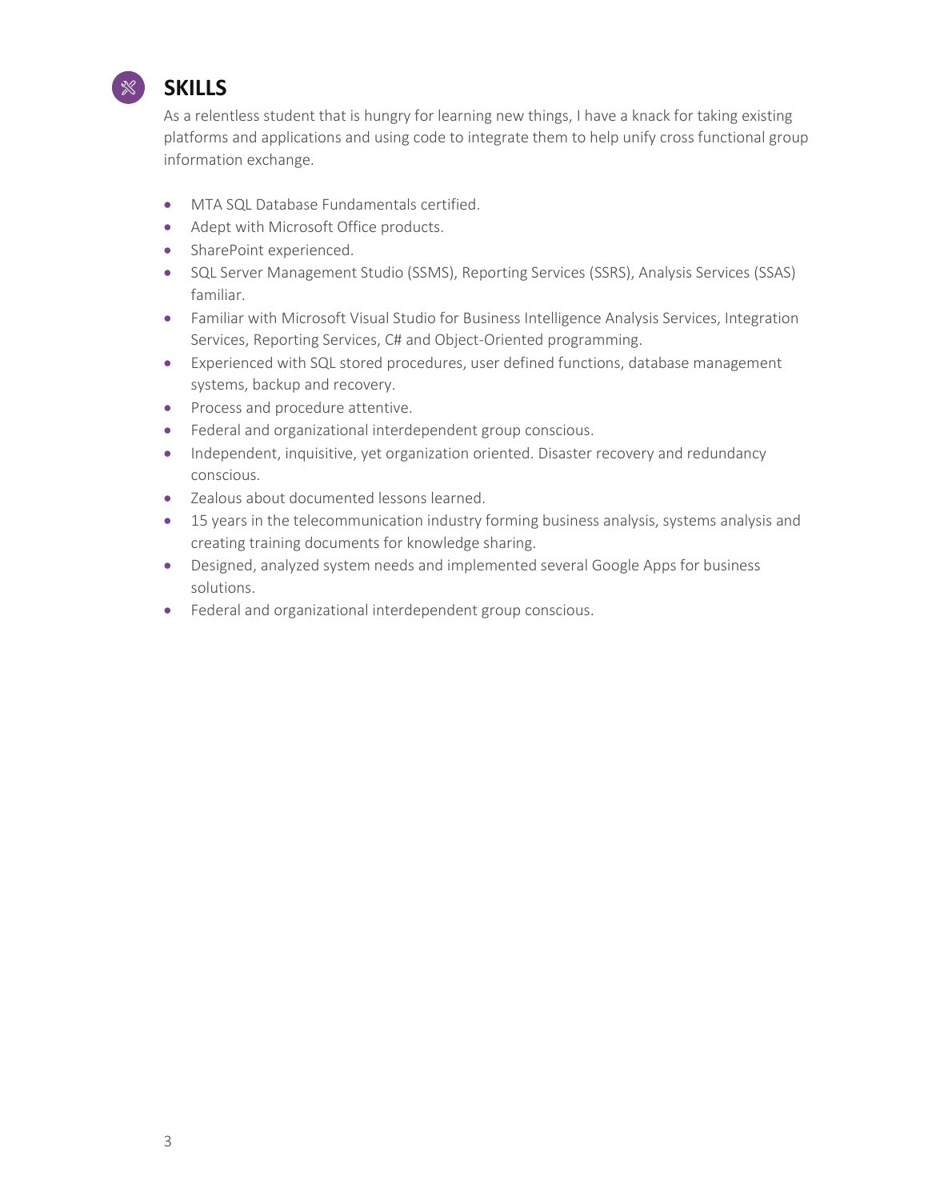## SKILLS

As a relentless student that is hungry for learning new things, I have a knack for taking existing platforms and applications and using code to integrate them to help unify cross functional group information exchange.

- MTA SQL Database Fundamentals certified.
- Adept with Microsoft Office products.
- SharePoint experienced.
- SQL Server Management Studio (SSMS), Reporting Services (SSRS), Analysis Services (SSAS) familiar.
- Familiar with Microsoft Visual Studio for Business Intelligence Analysis Services, Integration Services, Reporting Services, C# and Object-Oriented programming.
- Experienced with SQL stored procedures, user defined functions, database management systems, backup and recovery.
- Process and procedure attentive.
- Federal and organizational interdependent group conscious.
- Independent, inquisitive, yet organization oriented. Disaster recovery and redundancy conscious.
- Zealous about documented lessons learned.
- 15 years in the telecommunication industry forming business analysis, systems analysis and creating training documents for knowledge sharing.
- Designed, analyzed system needs and implemented several Google Apps for business solutions.
- Federal and organizational interdependent group conscious.